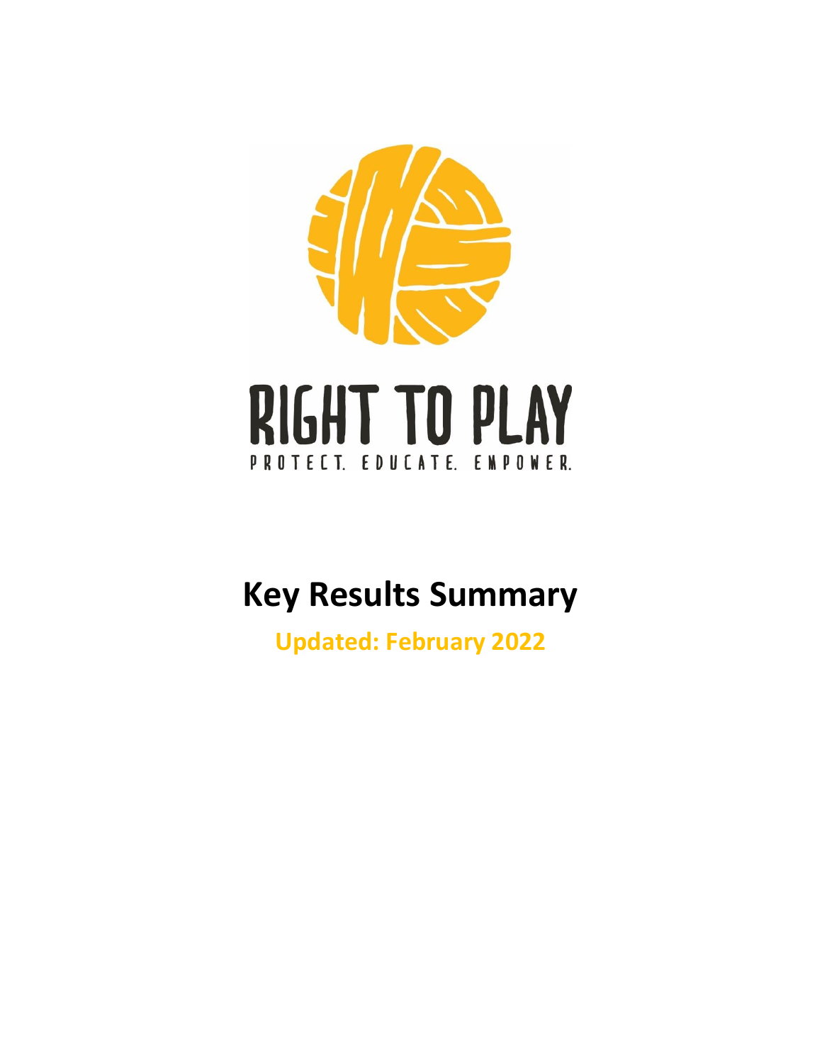RIGHT TO PLAY

PROTECT. EDUCATE. EMPOWER.

# Key Results Summary

**Updated: February 2022**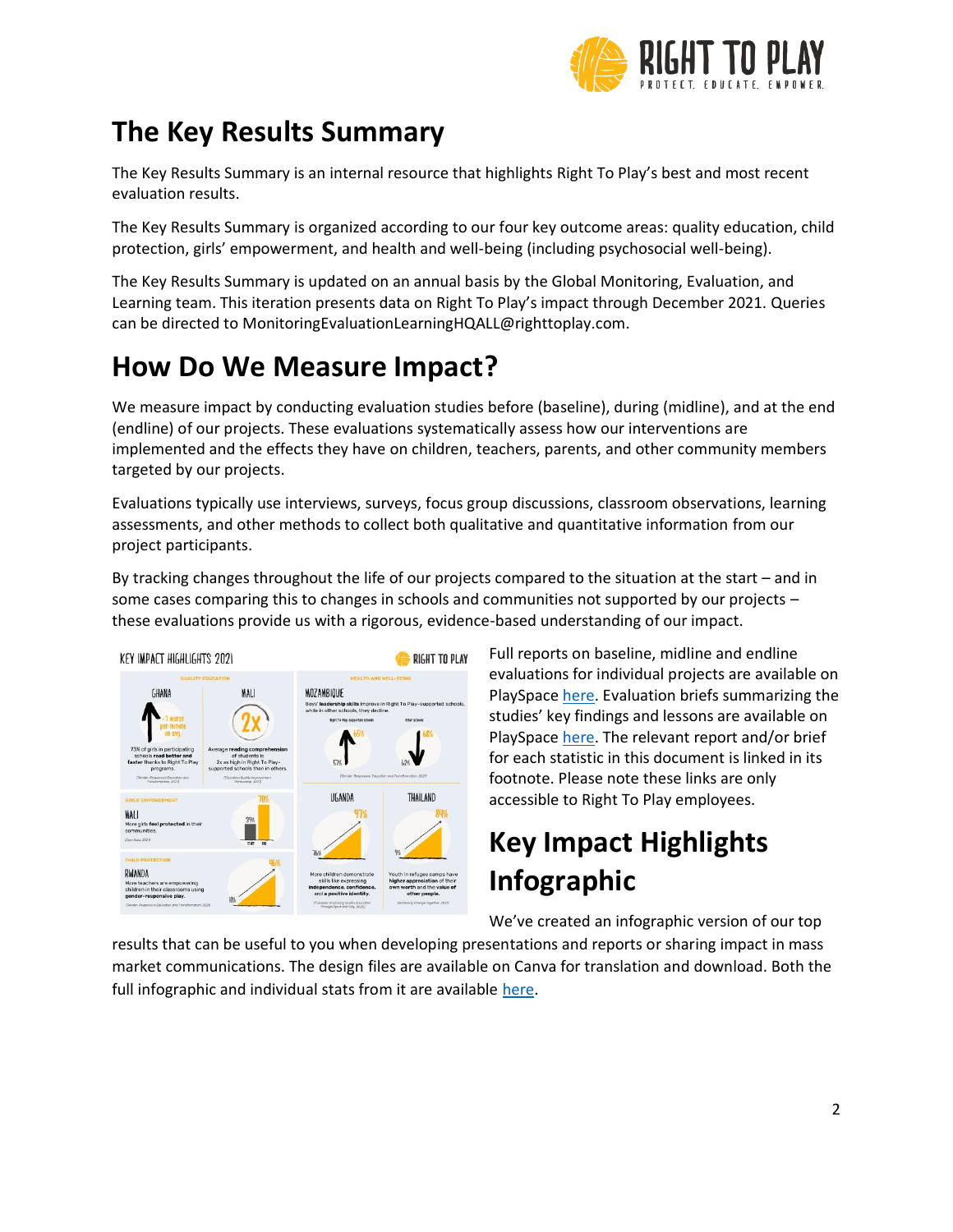# The Key Results Summary

The Key Results Summary is an internal resource that highlights Right To Play's best and most recent evaluation results.

The Key Results Summary is organized according to our four key outcome areas: quality education, child protection, girls' empowerment, and health and well-being (including psychosocial well-being).

The Key Results Summary is updated on an annual basis by the Global Monitoring, Evaluation, and Learning team. This iteration presents data on Right To Play's impact through December 2021. Queries can be directed to MonitoringEvaluationLearningHQALL@righttoplay.com.

# How Do We Measure Impact?

We measure impact by conducting evaluation studies before (baseline), during (midline), and at the end (endline) of our projects. These evaluations systematically assess how our interventions are implemented and the effects they have on children, teachers, parents, and other community members targeted by our projects.

Evaluations typically use interviews, surveys, focus group discussions, classroom observations, learning assessments, and other methods to collect both qualitative and quantitative information from our project participants.

By tracking changes throughout the life of our projects compared to the situation at the start – and in some cases comparing this to changes in schools and communities not supported by our projects – these evaluations provide us with a rigorous, evidence-based understanding of our impact.

Full reports on baseline, midline and endline evaluations for individual projects are available on PlaySpace here. Evaluation briefs summarizing the studies' key findings and lessons are available on PlaySpace here. The relevant report and/or brief for each statistic in this document is linked in its footnote. Please note these links are only accessible to Right To Play employees.

# Key Impact Highlights Infographic

We've created an infographic version of our top results that can be useful to you when developing presentations and reports or sharing impact in mass market communications. The design files are available on Canva for translation and download. Both the full infographic and individual stats from it are available here.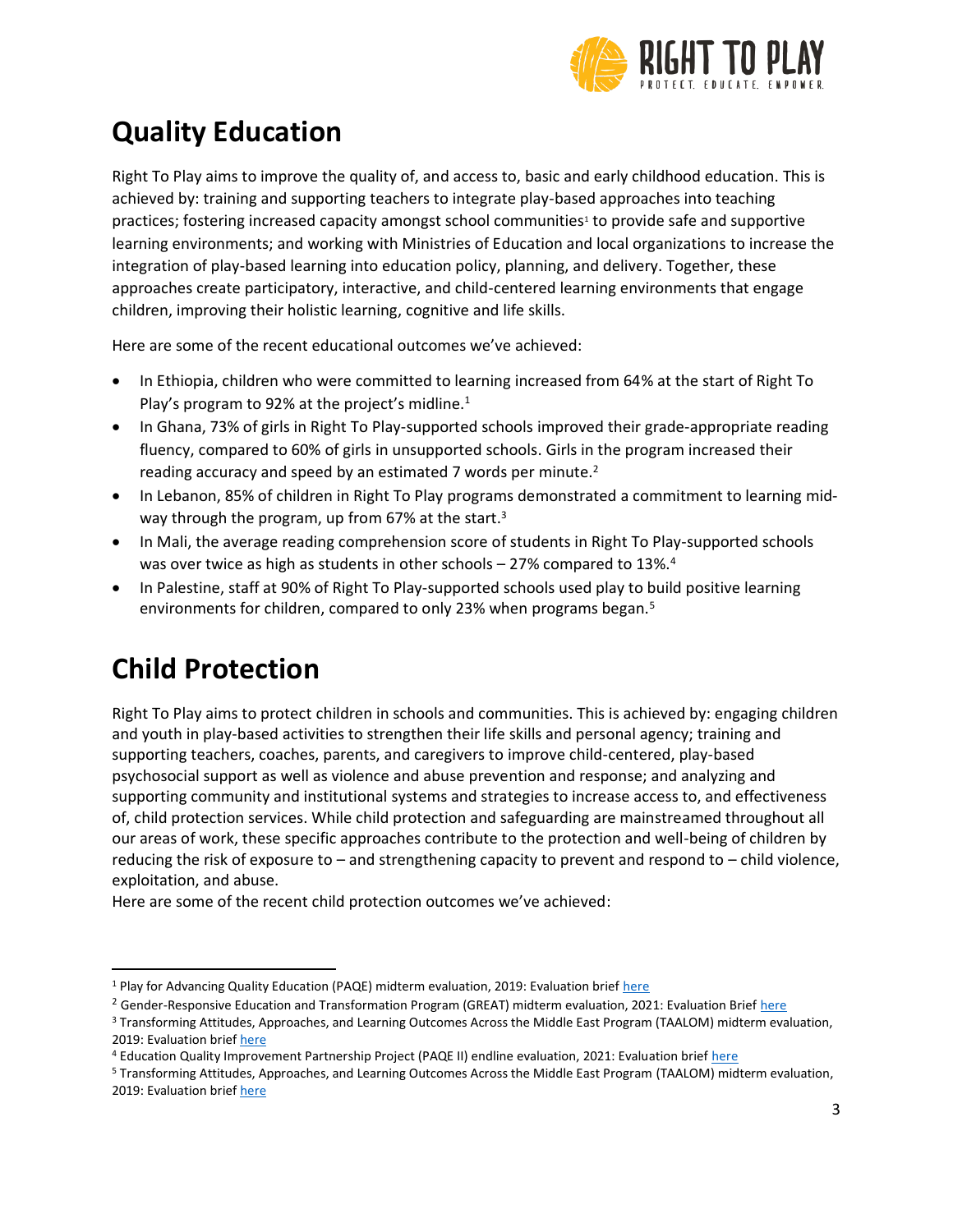# Quality Education

Right To Play aims to improve the quality of, and access to, basic and early childhood education. This is achieved by: training and supporting teachers to integrate play-based approaches into teaching practices; fostering increased capacity amongst school communities[1] to provide safe and supportive learning environments; and working with Ministries of Education and local organizations to increase the integration of play-based learning into education policy, planning, and delivery. Together, these approaches create participatory, interactive, and child-centered learning environments that engage children, improving their holistic learning, cognitive and life skills.

Here are some of the recent educational outcomes we've achieved:

- In Ethiopia, children who were committed to learning increased from 64% at the start of Right To Play's program to 92% at the project's midline.[1]
- In Ghana, 73% of girls in Right To Play-supported schools improved their grade-appropriate reading fluency, compared to 60% of girls in unsupported schools. Girls in the program increased their reading accuracy and speed by an estimated 7 words per minute.[2]
- In Lebanon, 85% of children in Right To Play programs demonstrated a commitment to learning mid-way through the program, up from 67% at the start.[3]
- In Mali, the average reading comprehension score of students in Right To Play-supported schools was over twice as high as students in other schools – 27% compared to 13%.[4]
- In Palestine, staff at 90% of Right To Play-supported schools used play to build positive learning environments for children, compared to only 23% when programs began.[5]

# Child Protection

Right To Play aims to protect children in schools and communities. This is achieved by: engaging children and youth in play-based activities to strengthen their life skills and personal agency; training and supporting teachers, coaches, parents, and caregivers to improve child-centered, play-based psychosocial support as well as violence and abuse prevention and response; and analyzing and supporting community and institutional systems and strategies to increase access to, and effectiveness of, child protection services. While child protection and safeguarding are mainstreamed throughout all our areas of work, these specific approaches contribute to the protection and well-being of children by reducing the risk of exposure to – and strengthening capacity to prevent and respond to – child violence, exploitation, and abuse.

Here are some of the recent child protection outcomes we've achieved:

---

[1] Play for Advancing Quality Education (PAQE) midterm evaluation, 2019: Evaluation brief here

[2] Gender-Responsive Education and Transformation Program (GREAT) midterm evaluation, 2021: Evaluation Brief here

[3] Transforming Attitudes, Approaches, and Learning Outcomes Across the Middle East Program (TAALOM) midterm evaluation, 2019: Evaluation brief here

[4] Education Quality Improvement Partnership Project (PAQE II) endline evaluation, 2021: Evaluation brief here

[5] Transforming Attitudes, Approaches, and Learning Outcomes Across the Middle East Program (TAALOM) midterm evaluation, 2019: Evaluation brief here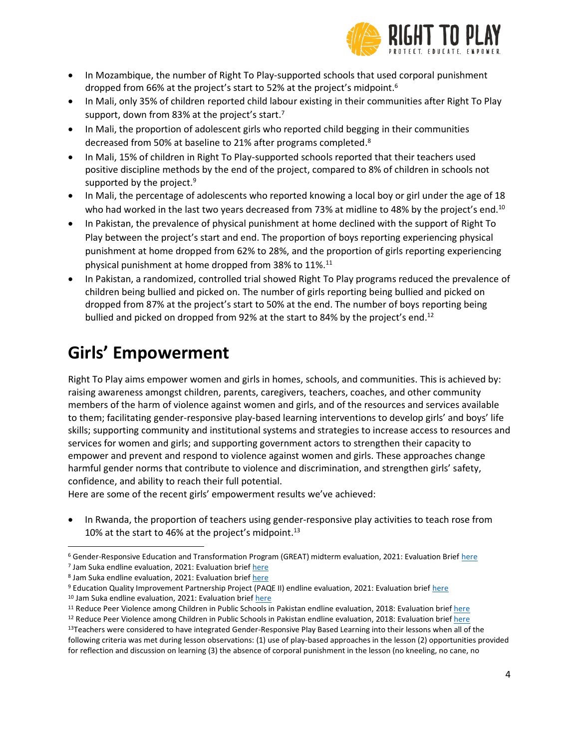- In Mozambique, the number of Right To Play-supported schools that used corporal punishment dropped from 66% at the project's start to 52% at the project's midpoint.[6]
- In Mali, only 35% of children reported child labour existing in their communities after Right To Play support, down from 83% at the project's start.[7]
- In Mali, the proportion of adolescent girls who reported child begging in their communities decreased from 50% at baseline to 21% after programs completed.[8]
- In Mali, 15% of children in Right To Play-supported schools reported that their teachers used positive discipline methods by the end of the project, compared to 8% of children in schools not supported by the project.[9]
- In Mali, the percentage of adolescents who reported knowing a local boy or girl under the age of 18 who had worked in the last two years decreased from 73% at midline to 48% by the project's end.[10]
- In Pakistan, the prevalence of physical punishment at home declined with the support of Right To Play between the project's start and end. The proportion of boys reporting experiencing physical punishment at home dropped from 62% to 28%, and the proportion of girls reporting experiencing physical punishment at home dropped from 38% to 11%.[11]
- In Pakistan, a randomized, controlled trial showed Right To Play programs reduced the prevalence of children being bullied and picked on. The number of girls reporting being bullied and picked on dropped from 87% at the project's start to 50% at the end. The number of boys reporting being bullied and picked on dropped from 92% at the start to 84% by the project's end.[12]

# Girls' Empowerment

Right To Play aims empower women and girls in homes, schools, and communities. This is achieved by: raising awareness amongst children, parents, caregivers, teachers, coaches, and other community members of the harm of violence against women and girls, and of the resources and services available to them; facilitating gender-responsive play-based learning interventions to develop girls' and boys' life skills; supporting community and institutional systems and strategies to increase access to resources and services for women and girls; and supporting government actors to strengthen their capacity to empower and prevent and respond to violence against women and girls. These approaches change harmful gender norms that contribute to violence and discrimination, and strengthen girls' safety, confidence, and ability to reach their full potential.

Here are some of the recent girls' empowerment results we've achieved:

- In Rwanda, the proportion of teachers using gender-responsive play activities to teach rose from 10% at the start to 46% at the project's midpoint.[13]

---

[6] Gender-Responsive Education and Transformation Program (GREAT) midterm evaluation, 2021: Evaluation Brief here

[7] Jam Suka endline evaluation, 2021: Evaluation brief here

[8] Jam Suka endline evaluation, 2021: Evaluation brief here

[9] Education Quality Improvement Partnership Project (PAQE II) endline evaluation, 2021: Evaluation brief here

[10] Jam Suka endline evaluation, 2021: Evaluation brief here

[11] Reduce Peer Violence among Children in Public Schools in Pakistan endline evaluation, 2018: Evaluation brief here

[12] Reduce Peer Violence among Children in Public Schools in Pakistan endline evaluation, 2018: Evaluation brief here

[13] Teachers were considered to have integrated Gender-Responsive Play Based Learning into their lessons when all of the following criteria was met during lesson observations: (1) use of play-based approaches in the lesson (2) opportunities provided for reflection and discussion on learning (3) the absence of corporal punishment in the lesson (no kneeling, no cane, no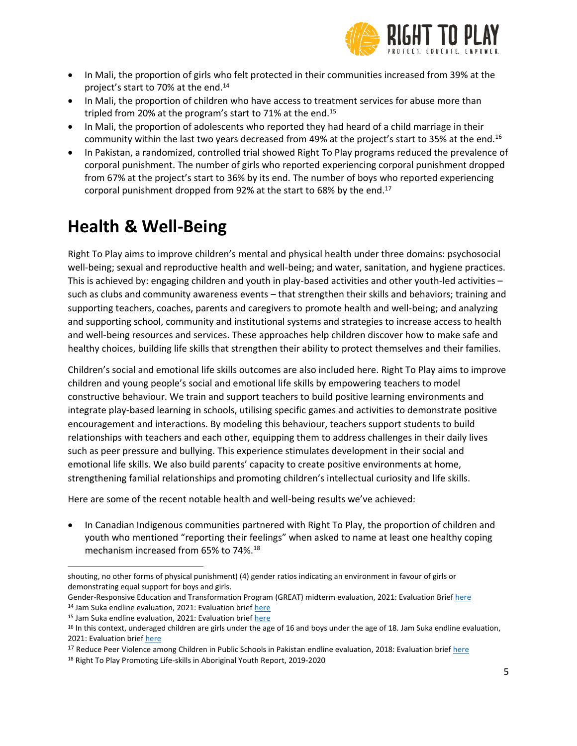- In Mali, the proportion of girls who felt protected in their communities increased from 39% at the project's start to 70% at the end.[14]
- In Mali, the proportion of children who have access to treatment services for abuse more than tripled from 20% at the program's start to 71% at the end.[15]
- In Mali, the proportion of adolescents who reported they had heard of a child marriage in their community within the last two years decreased from 49% at the project's start to 35% at the end.[16]
- In Pakistan, a randomized, controlled trial showed Right To Play programs reduced the prevalence of corporal punishment. The number of girls who reported experiencing corporal punishment dropped from 67% at the project's start to 36% by its end. The number of boys who reported experiencing corporal punishment dropped from 92% at the start to 68% by the end.[17]

# Health & Well-Being

Right To Play aims to improve children's mental and physical health under three domains: psychosocial well-being; sexual and reproductive health and well-being; and water, sanitation, and hygiene practices. This is achieved by: engaging children and youth in play-based activities and other youth-led activities – such as clubs and community awareness events – that strengthen their skills and behaviors; training and supporting teachers, coaches, parents and caregivers to promote health and well-being; and analyzing and supporting school, community and institutional systems and strategies to increase access to health and well-being resources and services. These approaches help children discover how to make safe and healthy choices, building life skills that strengthen their ability to protect themselves and their families.

Children's social and emotional life skills outcomes are also included here. Right To Play aims to improve children and young people's social and emotional life skills by empowering teachers to model constructive behaviour. We train and support teachers to build positive learning environments and integrate play-based learning in schools, utilising specific games and activities to demonstrate positive encouragement and interactions. By modeling this behaviour, teachers support students to build relationships with teachers and each other, equipping them to address challenges in their daily lives such as peer pressure and bullying. This experience stimulates development in their social and emotional life skills. We also build parents' capacity to create positive environments at home, strengthening familial relationships and promoting children's intellectual curiosity and life skills.

Here are some of the recent notable health and well-being results we've achieved:

- In Canadian Indigenous communities partnered with Right To Play, the proportion of children and youth who mentioned "reporting their feelings" when asked to name at least one healthy coping mechanism increased from 65% to 74%.[18]

---

shouting, no other forms of physical punishment) (4) gender ratios indicating an environment in favour of girls or demonstrating equal support for boys and girls.
Gender-Responsive Education and Transformation Program (GREAT) midterm evaluation, 2021: Evaluation Brief here

[14] Jam Suka endline evaluation, 2021: Evaluation brief here

[15] Jam Suka endline evaluation, 2021: Evaluation brief here

[16] In this context, underaged children are girls under the age of 16 and boys under the age of 18. Jam Suka endline evaluation, 2021: Evaluation brief here

[17] Reduce Peer Violence among Children in Public Schools in Pakistan endline evaluation, 2018: Evaluation brief here

[18] Right To Play Promoting Life-skills in Aboriginal Youth Report, 2019-2020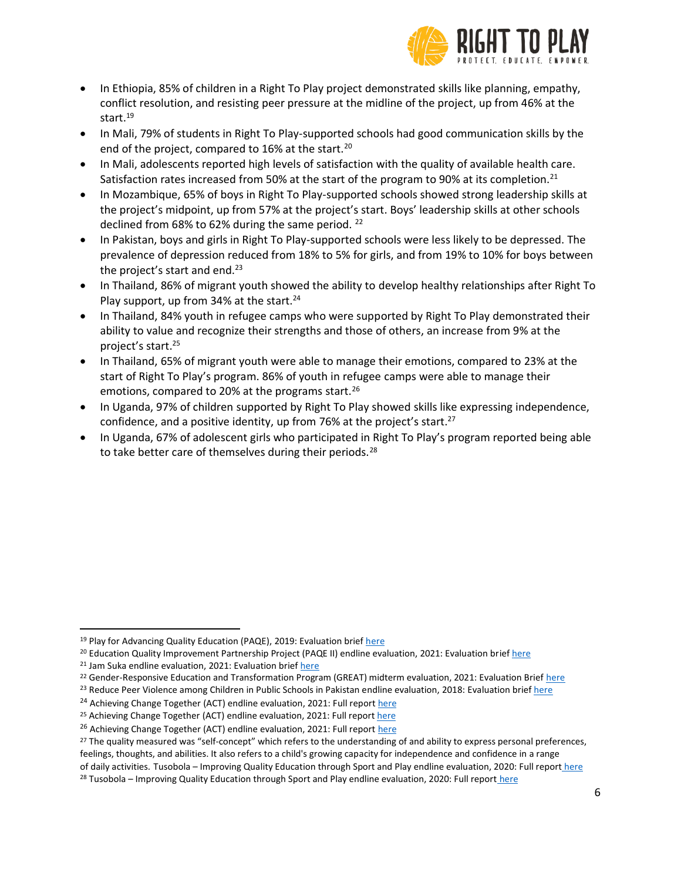- In Ethiopia, 85% of children in a Right To Play project demonstrated skills like planning, empathy, conflict resolution, and resisting peer pressure at the midline of the project, up from 46% at the start.[19]
- In Mali, 79% of students in Right To Play-supported schools had good communication skills by the end of the project, compared to 16% at the start.[20]
- In Mali, adolescents reported high levels of satisfaction with the quality of available health care. Satisfaction rates increased from 50% at the start of the program to 90% at its completion.[21]
- In Mozambique, 65% of boys in Right To Play-supported schools showed strong leadership skills at the project's midpoint, up from 57% at the project's start. Boys' leadership skills at other schools declined from 68% to 62% during the same period.[22]
- In Pakistan, boys and girls in Right To Play-supported schools were less likely to be depressed. The prevalence of depression reduced from 18% to 5% for girls, and from 19% to 10% for boys between the project's start and end.[23]
- In Thailand, 86% of migrant youth showed the ability to develop healthy relationships after Right To Play support, up from 34% at the start.[24]
- In Thailand, 84% youth in refugee camps who were supported by Right To Play demonstrated their ability to value and recognize their strengths and those of others, an increase from 9% at the project's start.[25]
- In Thailand, 65% of migrant youth were able to manage their emotions, compared to 23% at the start of Right To Play's program. 86% of youth in refugee camps were able to manage their emotions, compared to 20% at the programs start.[26]
- In Uganda, 97% of children supported by Right To Play showed skills like expressing independence, confidence, and a positive identity, up from 76% at the project's start.[27]
- In Uganda, 67% of adolescent girls who participated in Right To Play's program reported being able to take better care of themselves during their periods.[28]

---

[19] Play for Advancing Quality Education (PAQE), 2019: Evaluation brief here

[20] Education Quality Improvement Partnership Project (PAQE II) endline evaluation, 2021: Evaluation brief here

[21] Jam Suka endline evaluation, 2021: Evaluation brief here

[22] Gender-Responsive Education and Transformation Program (GREAT) midterm evaluation, 2021: Evaluation Brief here

[23] Reduce Peer Violence among Children in Public Schools in Pakistan endline evaluation, 2018: Evaluation brief here

[24] Achieving Change Together (ACT) endline evaluation, 2021: Full report here

[25] Achieving Change Together (ACT) endline evaluation, 2021: Full report here

[26] Achieving Change Together (ACT) endline evaluation, 2021: Full report here

[27] The quality measured was "self-concept" which refers to the understanding of and ability to express personal preferences, feelings, thoughts, and abilities. It also refers to a child's growing capacity for independence and confidence in a range of daily activities. Tusobola – Improving Quality Education through Sport and Play endline evaluation, 2020: Full report here

[28] Tusobola – Improving Quality Education through Sport and Play endline evaluation, 2020: Full report here